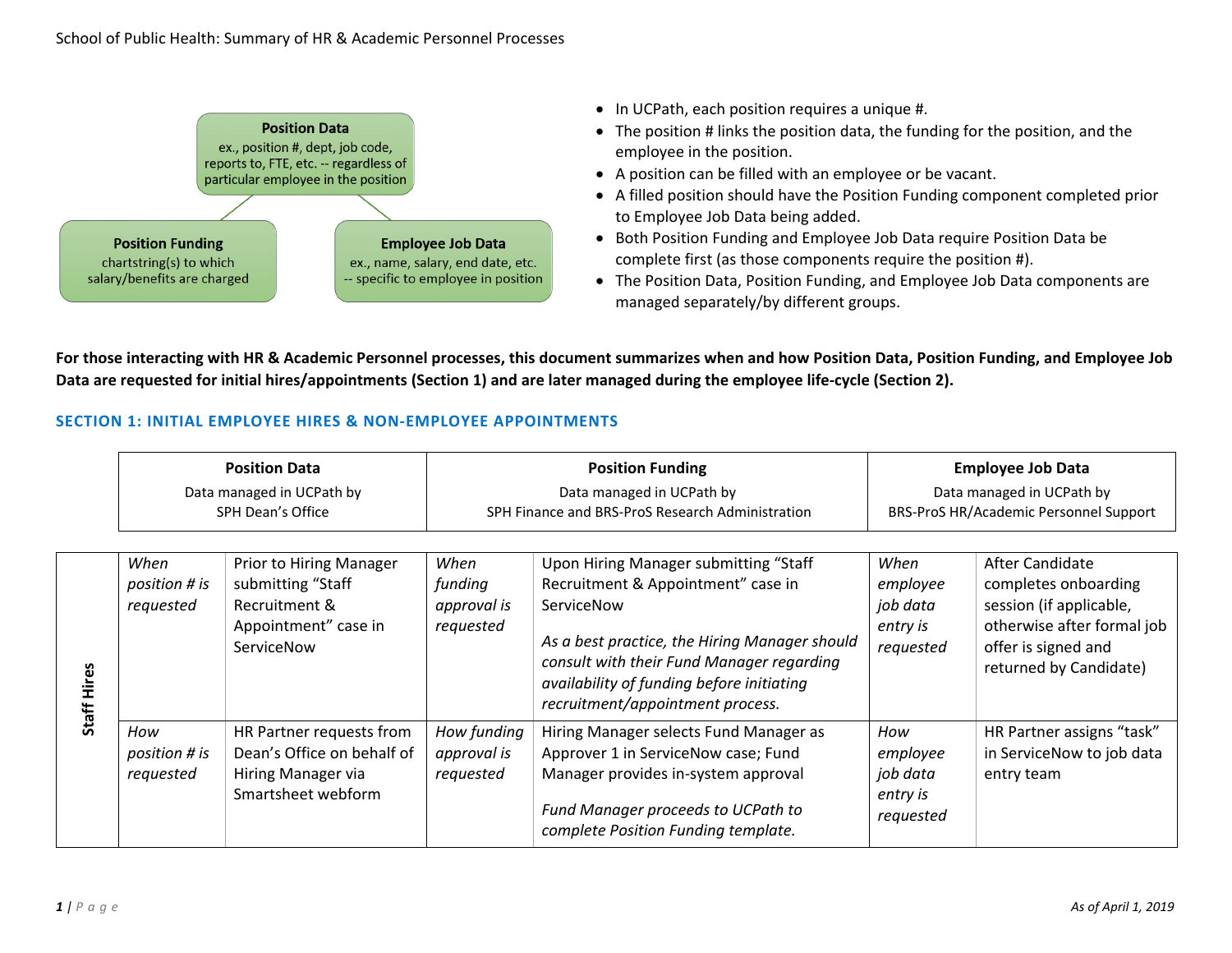School of Public Health: Summary of HR & Academic Personnel Processes

**Position Data**
ex., position #, dept, job code, reports to, FTE, etc. -- regardless of particular employee in the position

**Position Funding**
chartstring(s) to which salary/benefits are charged

**Employee Job Data**
ex., name, salary, end date, etc. -- specific to employee in position

- In UCPath, each position requires a unique #.
- The position # links the position data, the funding for the position, and the employee in the position.
- A position can be filled with an employee or be vacant.
- A filled position should have the Position Funding component completed prior to Employee Job Data being added.
- Both Position Funding and Employee Job Data require Position Data be complete first (as those components require the position #).
- The Position Data, Position Funding, and Employee Job Data components are managed separately/by different groups.

**For those interacting with HR & Academic Personnel processes, this document summarizes when and how Position Data, Position Funding, and Employee Job Data are requested for initial hires/appointments (Section 1) and are later managed during the employee life-cycle (Section 2).**

## SECTION 1: INITIAL EMPLOYEE HIRES & NON-EMPLOYEE APPOINTMENTS

| | Position Data<br>Data managed in UCPath by<br>SPH Dean's Office | | Position Funding<br>Data managed in UCPath by<br>SPH Finance and BRS-ProS Research Administration | | Employee Job Data<br>Data managed in UCPath by<br>BRS-ProS HR/Academic Personnel Support | |
|---|---|---|---|---|---|---|
| **Staff Hires** | *When position # is requested* | Prior to Hiring Manager submitting "Staff Recruitment & Appointment" case in ServiceNow | *When funding approval is requested* | Upon Hiring Manager submitting "Staff Recruitment & Appointment" case in ServiceNow<br><br>*As a best practice, the Hiring Manager should consult with their Fund Manager regarding availability of funding before initiating recruitment/appointment process.* | *When employee job data entry is requested* | After Candidate completes onboarding session (if applicable, otherwise after formal job offer is signed and returned by Candidate) |
| | *How position # is requested* | HR Partner requests from Dean's Office on behalf of Hiring Manager via Smartsheet webform | *How funding approval is requested* | Hiring Manager selects Fund Manager as Approver 1 in ServiceNow case; Fund Manager provides in-system approval<br><br>*Fund Manager proceeds to UCPath to complete Position Funding template.* | *How employee job data entry is requested* | HR Partner assigns "task" in ServiceNow to job data entry team |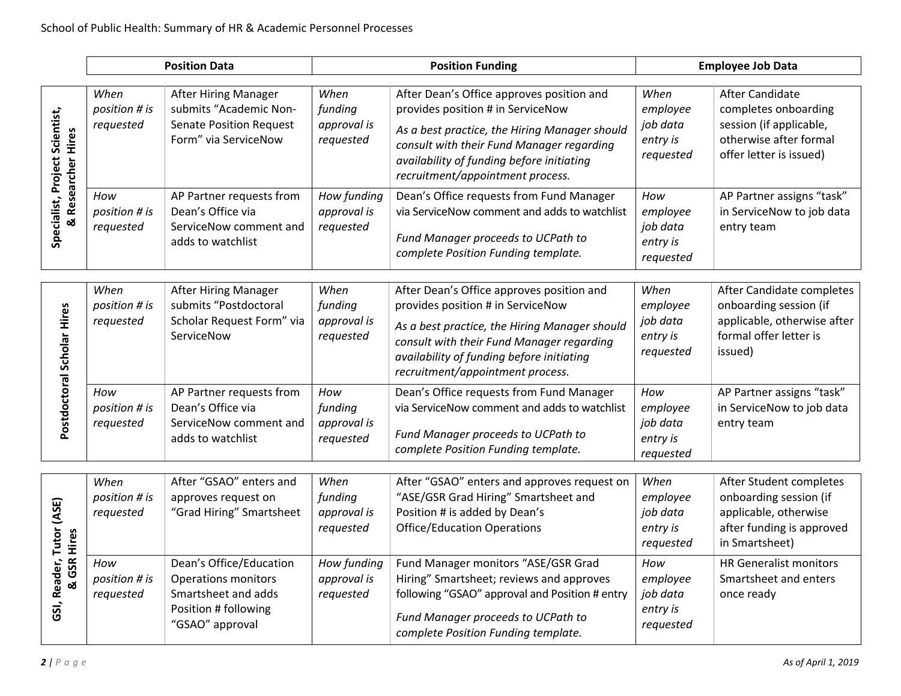| | Position Data | | Position Funding | | Employee Job Data | |
|---|---|---|---|---|---|---|
| **Specialist, Project Scientist, & Researcher Hires** | *When position # is requested* | After Hiring Manager submits "Academic Non-Senate Position Request Form" via ServiceNow | *When funding approval is requested* | After Dean's Office approves position and provides position # in ServiceNow<br>*As a best practice, the Hiring Manager should consult with their Fund Manager regarding availability of funding before initiating recruitment/appointment process.* | *When employee job data entry is requested* | After Candidate completes onboarding session (if applicable, otherwise after formal offer letter is issued) |
| | *How position # is requested* | AP Partner requests from Dean's Office via ServiceNow comment and adds to watchlist | *How funding approval is requested* | Dean's Office requests from Fund Manager via ServiceNow comment and adds to watchlist<br>*Fund Manager proceeds to UCPath to complete Position Funding template.* | *How employee job data entry is requested* | AP Partner assigns "task" in ServiceNow to job data entry team |
| **Postdoctoral Scholar Hires** | *When position # is requested* | After Hiring Manager submits "Postdoctoral Scholar Request Form" via ServiceNow | *When funding approval is requested* | After Dean's Office approves position and provides position # in ServiceNow<br>*As a best practice, the Hiring Manager should consult with their Fund Manager regarding availability of funding before initiating recruitment/appointment process.* | *When employee job data entry is requested* | After Candidate completes onboarding session (if applicable, otherwise after formal offer letter is issued) |
| | *How position # is requested* | AP Partner requests from Dean's Office via ServiceNow comment and adds to watchlist | *How funding approval is requested* | Dean's Office requests from Fund Manager via ServiceNow comment and adds to watchlist<br>*Fund Manager proceeds to UCPath to complete Position Funding template.* | *How employee job data entry is requested* | AP Partner assigns "task" in ServiceNow to job data entry team |
| **GSI, Reader, Tutor (ASE) & GSR Hires** | *When position # is requested* | After "GSAO" enters and approves request on "Grad Hiring" Smartsheet | *When funding approval is requested* | After "GSAO" enters and approves request on "ASE/GSR Grad Hiring" Smartsheet and Position # is added by Dean's Office/Education Operations | *When employee job data entry is requested* | After Student completes onboarding session (if applicable, otherwise after funding is approved in Smartsheet) |
| | *How position # is requested* | Dean's Office/Education Operations monitors Smartsheet and adds Position # following "GSAO" approval | *How funding approval is requested* | Fund Manager monitors "ASE/GSR Grad Hiring" Smartsheet; reviews and approves following "GSAO" approval and Position # entry<br>*Fund Manager proceeds to UCPath to complete Position Funding template.* | *How employee job data entry is requested* | HR Generalist monitors Smartsheet and enters once ready |

*As of April 1, 2019*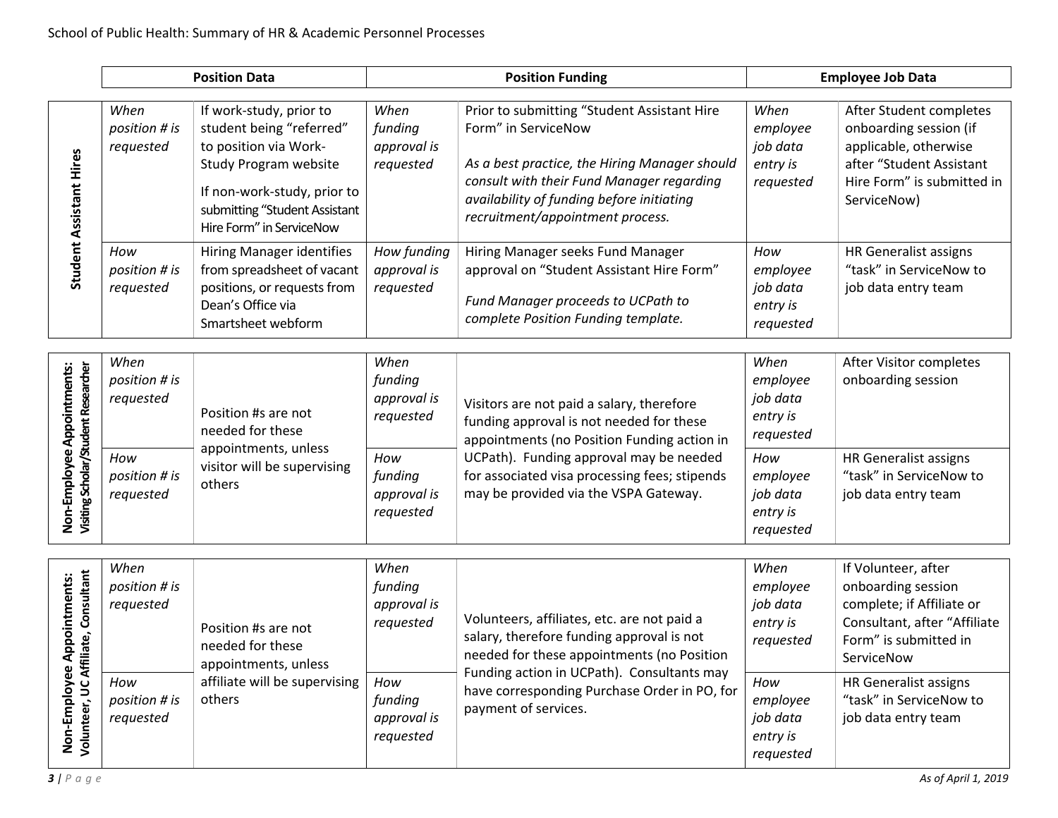| | | Position Data | | Position Funding | | Employee Job Data |
|---|---|---|---|---|---|---|
| **Student Assistant Hires** | *When position # is requested* | If work-study, prior to student being "referred" to position via Work-Study Program website<br><br>If non-work-study, prior to submitting "Student Assistant Hire Form" in ServiceNow | *When funding approval is requested* | Prior to submitting "Student Assistant Hire Form" in ServiceNow<br><br>*As a best practice, the Hiring Manager should consult with their Fund Manager regarding availability of funding before initiating recruitment/appointment process.* | *When employee job data entry is requested* | After Student completes onboarding session (if applicable, otherwise after "Student Assistant Hire Form" is submitted in ServiceNow) |
| | *How position # is requested* | Hiring Manager identifies from spreadsheet of vacant positions, or requests from Dean's Office via Smartsheet webform | *How funding approval is requested* | Hiring Manager seeks Fund Manager approval on "Student Assistant Hire Form"<br><br>*Fund Manager proceeds to UCPath to complete Position Funding template.* | *How employee job data entry is requested* | HR Generalist assigns "task" in ServiceNow to job data entry team |
| **Non-Employee Appointments: Visiting Scholar/Student Researcher** | *When position # is requested* | Position #s are not needed for these appointments, unless visitor will be supervising others | *When funding approval is requested* | Visitors are not paid a salary, therefore funding approval is not needed for these appointments (no Position Funding action in UCPath). Funding approval may be needed for associated visa processing fees; stipends may be provided via the VSPA Gateway. | *When employee job data entry is requested* | After Visitor completes onboarding session |
| | *How position # is requested* | | *How funding approval is requested* | | *How employee job data entry is requested* | HR Generalist assigns "task" in ServiceNow to job data entry team |
| **Non-Employee Appointments: Volunteer, UC Affiliate, Consultant** | *When position # is requested* | Position #s are not needed for these appointments, unless affiliate will be supervising others | *When funding approval is requested* | Volunteers, affiliates, etc. are not paid a salary, therefore funding approval is not needed for these appointments (no Position Funding action in UCPath). Consultants may have corresponding Purchase Order in PO, for payment of services. | *When employee job data entry is requested* | If Volunteer, after onboarding session complete; if Affiliate or Consultant, after "Affiliate Form" is submitted in ServiceNow |
| | *How position # is requested* | | *How funding approval is requested* | | *How employee job data entry is requested* | HR Generalist assigns "task" in ServiceNow to job data entry team |

*As of April 1, 2019*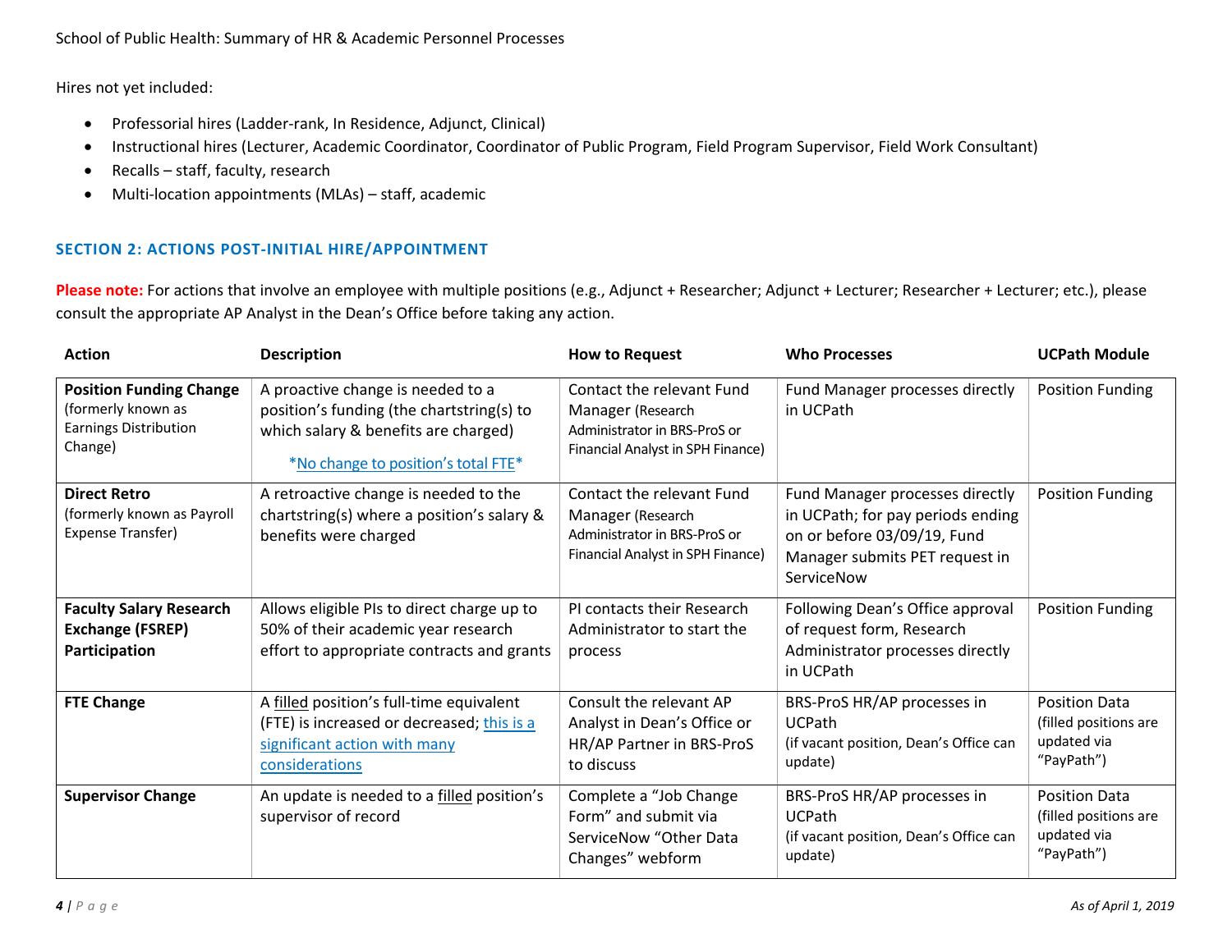Hires not yet included:

- Professorial hires (Ladder-rank, In Residence, Adjunct, Clinical)
- Instructional hires (Lecturer, Academic Coordinator, Coordinator of Public Program, Field Program Supervisor, Field Work Consultant)
- Recalls – staff, faculty, research
- Multi-location appointments (MLAs) – staff, academic

## SECTION 2: ACTIONS POST-INITIAL HIRE/APPOINTMENT

**Please note:** For actions that involve an employee with multiple positions (e.g., Adjunct + Researcher; Adjunct + Lecturer; Researcher + Lecturer; etc.), please consult the appropriate AP Analyst in the Dean's Office before taking any action.

| Action | Description | How to Request | Who Processes | UCPath Module |
|---|---|---|---|---|
| **Position Funding Change** (formerly known as Earnings Distribution Change) | A proactive change is needed to a position's funding (the chartstring(s) to which salary & benefits are charged) *No change to position's total FTE* | Contact the relevant Fund Manager (Research Administrator in BRS-ProS or Financial Analyst in SPH Finance) | Fund Manager processes directly in UCPath | Position Funding |
| **Direct Retro** (formerly known as Payroll Expense Transfer) | A retroactive change is needed to the chartstring(s) where a position's salary & benefits were charged | Contact the relevant Fund Manager (Research Administrator in BRS-ProS or Financial Analyst in SPH Finance) | Fund Manager processes directly in UCPath; for pay periods ending on or before 03/09/19, Fund Manager submits PET request in ServiceNow | Position Funding |
| **Faculty Salary Research Exchange (FSREP) Participation** | Allows eligible PIs to direct charge up to 50% of their academic year research effort to appropriate contracts and grants | PI contacts their Research Administrator to start the process | Following Dean's Office approval of request form, Research Administrator processes directly in UCPath | Position Funding |
| **FTE Change** | A filled position's full-time equivalent (FTE) is increased or decreased; this is a significant action with many considerations | Consult the relevant AP Analyst in Dean's Office or HR/AP Partner in BRS-ProS to discuss | BRS-ProS HR/AP processes in UCPath (if vacant position, Dean's Office can update) | Position Data (filled positions are updated via "PayPath") |
| **Supervisor Change** | An update is needed to a filled position's supervisor of record | Complete a "Job Change Form" and submit via ServiceNow "Other Data Changes" webform | BRS-ProS HR/AP processes in UCPath (if vacant position, Dean's Office can update) | Position Data (filled positions are updated via "PayPath") |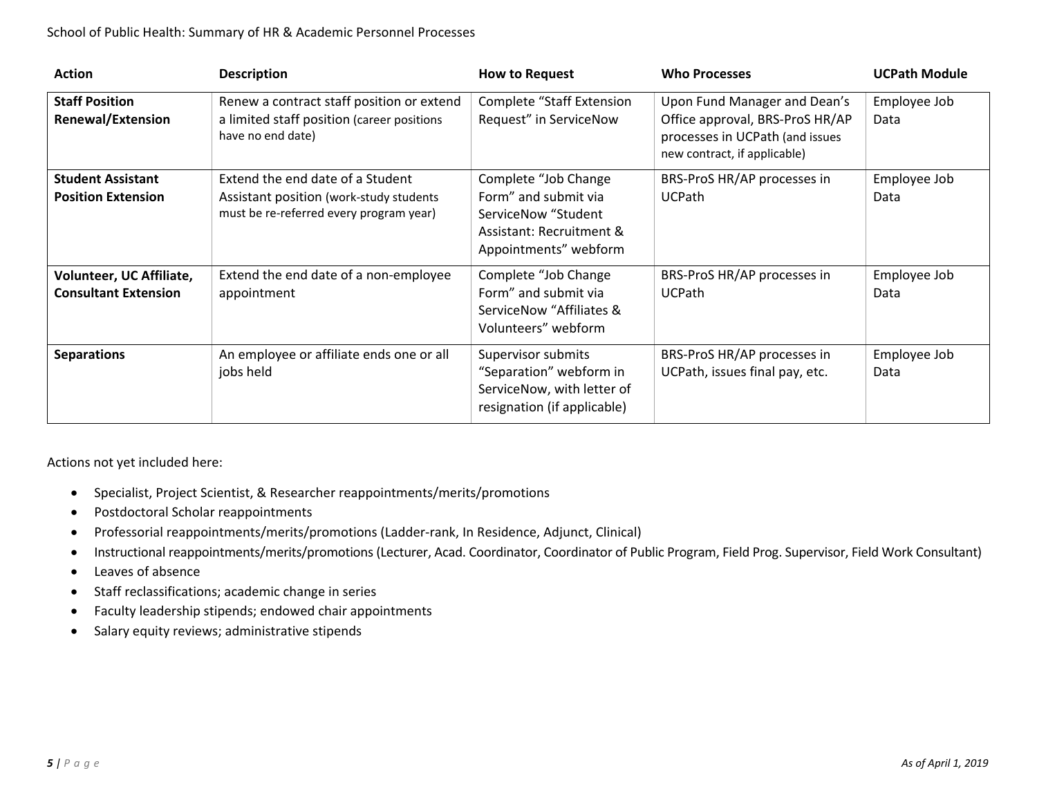| Action | Description | How to Request | Who Processes | UCPath Module |
|---|---|---|---|---|
| **Staff Position Renewal/Extension** | Renew a contract staff position or extend a limited staff position (career positions have no end date) | Complete "Staff Extension Request" in ServiceNow | Upon Fund Manager and Dean's Office approval, BRS-ProS HR/AP processes in UCPath (and issues new contract, if applicable) | Employee Job Data |
| **Student Assistant Position Extension** | Extend the end date of a Student Assistant position (work-study students must be re-referred every program year) | Complete "Job Change Form" and submit via ServiceNow "Student Assistant: Recruitment & Appointments" webform | BRS-ProS HR/AP processes in UCPath | Employee Job Data |
| **Volunteer, UC Affiliate, Consultant Extension** | Extend the end date of a non-employee appointment | Complete "Job Change Form" and submit via ServiceNow "Affiliates & Volunteers" webform | BRS-ProS HR/AP processes in UCPath | Employee Job Data |
| **Separations** | An employee or affiliate ends one or all jobs held | Supervisor submits "Separation" webform in ServiceNow, with letter of resignation (if applicable) | BRS-ProS HR/AP processes in UCPath, issues final pay, etc. | Employee Job Data |

Actions not yet included here:

- Specialist, Project Scientist, & Researcher reappointments/merits/promotions
- Postdoctoral Scholar reappointments
- Professorial reappointments/merits/promotions (Ladder-rank, In Residence, Adjunct, Clinical)
- Instructional reappointments/merits/promotions (Lecturer, Acad. Coordinator, Coordinator of Public Program, Field Prog. Supervisor, Field Work Consultant)
- Leaves of absence
- Staff reclassifications; academic change in series
- Faculty leadership stipends; endowed chair appointments
- Salary equity reviews; administrative stipends